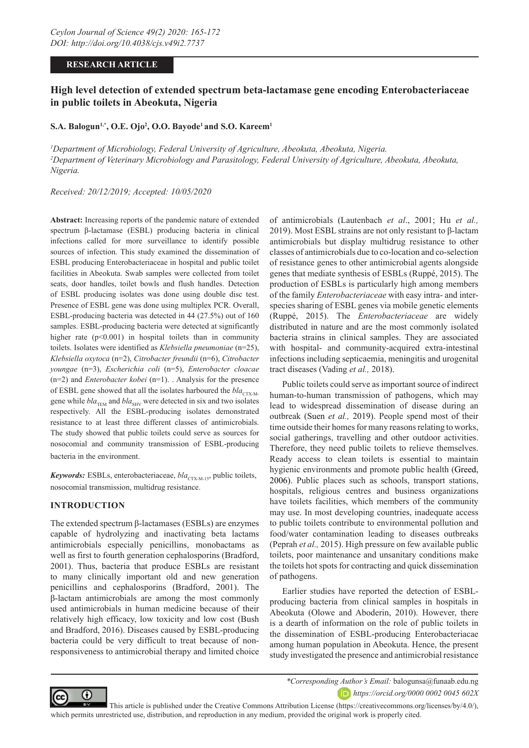RESEARCH ARTICLE

# High level detection of extended spectrum beta-lactamase gene encoding Enterobacteriaceae in public toilets in Abeokuta, Nigeria

**S.A. Balogun[1,*], O.E. Ojo[2], O.O. Bayode[1] and S.O. Kareem[1]**

[1]*Department of Microbiology, Federal University of Agriculture, Abeokuta, Abeokuta, Nigeria.*
[2]*Department of Veterinary Microbiology and Parasitology, Federal University of Agriculture, Abeokuta, Abeokuta, Nigeria.*

*Received: 20/12/2019; Accepted: 10/05/2020*

**Abstract:** Increasing reports of the pandemic nature of extended spectrum β-lactamase (ESBL) producing bacteria in clinical infections called for more surveillance to identify possible sources of infection. This study examined the dissemination of ESBL producing Enterobacteriaceae in hospital and public toilet facilities in Abeokuta. Swab samples were collected from toilet seats, door handles, toilet bowls and flush handles. Detection of ESBL producing isolates was done using double disc test. Presence of ESBL gene was done using multiplex PCR. Overall, ESBL-producing bacteria was detected in 44 (27.5%) out of 160 samples. ESBL-producing bacteria were detected at significantly higher rate ($p<0.001$) in hospital toilets than in community toilets. Isolates were identified as *Klebsiella pneumoniae* (n=25), *Klebsiella oxytoca* (n=2), *Citrobacter freundii* (n=6), *Citrobacter youngae* (n=3), *Escherichia coli* (n=5), *Enterobacter cloacae* (n=2) and *Enterobacter kobei* (n=1). . Analysis for the presence of ESBL gene showed that all the isolates harboured the $bla_{CTX\text{-}M\text{-}}$ gene while $bla_{TEM}$ and $bla_{SHV}$ were detected in six and two isolates respectively. All the ESBL-producing isolates demonstrated resistance to at least three different classes of antimicrobials. The study showed that public toilets could serve as sources for nosocomial and community transmission of ESBL-producing bacteria in the environment.

***Keywords:*** ESBLs, enterobacteriaceae, $bla_{CTX\text{-}M\text{-}15}$, public toilets, nosocomial transmission, multidrug resistance.

## INTRODUCTION

The extended spectrum β-lactamases (ESBLs) are enzymes capable of hydrolyzing and inactivating beta lactams antimicrobials especially penicillins, monobactams as well as first to fourth generation cephalosporins (Bradford, 2001). Thus, bacteria that produce ESBLs are resistant to many clinically important old and new generation penicillins and cephalosporins (Bradford, 2001). The β-lactam antimicrobials are among the most commonly used antimicrobials in human medicine because of their relatively high efficacy, low toxicity and low cost (Bush and Bradford, 2016). Diseases caused by ESBL-producing bacteria could be very difficult to treat because of non-responsiveness to antimicrobial therapy and limited choice of antimicrobials (Lautenbach *et al*., 2001; Hu *et al.,* 2019). Most ESBL strains are not only resistant to β-lactam antimicrobials but display multidrug resistance to other classes of antimicrobials due to co-location and co-selection of resistance genes to other antimicrobial agents alongside genes that mediate synthesis of ESBLs (Ruppé, 2015). The production of ESBLs is particularly high among members of the family *Enterobacteriaceae* with easy intra- and inter-species sharing of ESBL genes via mobile genetic elements (Ruppé, 2015). The *Enterobacteriaceae* are widely distributed in nature and are the most commonly isolated bacteria strains in clinical samples. They are associated with hospital- and community-acquired extra-intestinal infections including septicaemia, meningitis and urogenital tract diseases (Vading *et al.,* 2018).

Public toilets could serve as important source of indirect human-to-human transmission of pathogens, which may lead to widespread dissemination of disease during an outbreak (Suen *et al.,* 2019). People spend most of their time outside their homes for many reasons relating to works, social gatherings, travelling and other outdoor activities. Therefore, they need public toilets to relieve themselves. Ready access to clean toilets is essential to maintain hygienic environments and promote public health (Greed, 2006). Public places such as schools, transport stations, hospitals, religious centres and business organizations have toilets facilities, which members of the community may use. In most developing countries, inadequate access to public toilets contribute to environmental pollution and food/water contamination leading to diseases outbreaks (Peprah *et al.,* 2015). High pressure on few available public toilets, poor maintenance and unsanitary conditions make the toilets hot spots for contracting and quick dissemination of pathogens.

Earlier studies have reported the detection of ESBL-producing bacteria from clinical samples in hospitals in Abeokuta (Olowe and Aboderin, 2010). However, there is a dearth of information on the role of public toilets in the dissemination of ESBL-producing Enterobacteriacae among human population in Abeokuta. Hence, the present study investigated the presence and antimicrobial resistance

*\*Corresponding Author's Email:* balogunsa@funaab.edu.ng
*https://orcid.org/0000 0002 0045 602X*

This article is published under the Creative Commons Attribution License (https://creativecommons.org/licenses/by/4.0/), which permits unrestricted use, distribution, and reproduction in any medium, provided the original work is properly cited.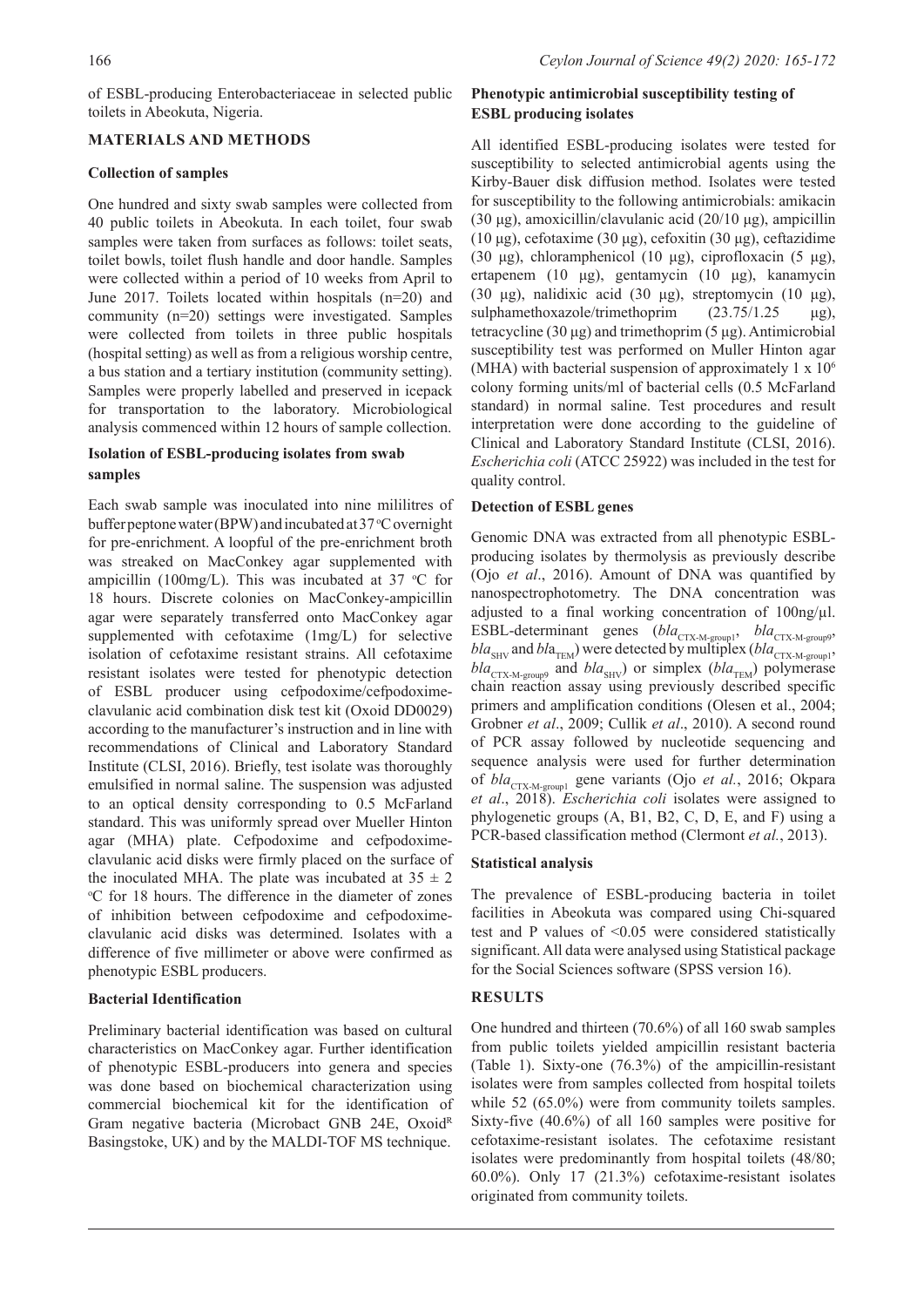of ESBL-producing Enterobacteriaceae in selected public toilets in Abeokuta, Nigeria.

## MATERIALS AND METHODS

### Collection of samples

One hundred and sixty swab samples were collected from 40 public toilets in Abeokuta. In each toilet, four swab samples were taken from surfaces as follows: toilet seats, toilet bowls, toilet flush handle and door handle. Samples were collected within a period of 10 weeks from April to June 2017. Toilets located within hospitals (n=20) and community (n=20) settings were investigated. Samples were collected from toilets in three public hospitals (hospital setting) as well as from a religious worship centre, a bus station and a tertiary institution (community setting). Samples were properly labelled and preserved in icepack for transportation to the laboratory. Microbiological analysis commenced within 12 hours of sample collection.

### Isolation of ESBL-producing isolates from swab samples

Each swab sample was inoculated into nine mililitres of buffer peptone water (BPW) and incubated at 37 °C overnight for pre-enrichment. A loopful of the pre-enrichment broth was streaked on MacConkey agar supplemented with ampicillin (100mg/L). This was incubated at 37 °C for 18 hours. Discrete colonies on MacConkey-ampicillin agar were separately transferred onto MacConkey agar supplemented with cefotaxime (1mg/L) for selective isolation of cefotaxime resistant strains. All cefotaxime resistant isolates were tested for phenotypic detection of ESBL producer using cefpodoxime/cefpodoxime-clavulanic acid combination disk test kit (Oxoid DD0029) according to the manufacturer's instruction and in line with recommendations of Clinical and Laboratory Standard Institute (CLSI, 2016). Briefly, test isolate was thoroughly emulsified in normal saline. The suspension was adjusted to an optical density corresponding to 0.5 McFarland standard. This was uniformly spread over Mueller Hinton agar (MHA) plate. Cefpodoxime and cefpodoxime-clavulanic acid disks were firmly placed on the surface of the inoculated MHA. The plate was incubated at $35 \pm 2$ °C for 18 hours. The difference in the diameter of zones of inhibition between cefpodoxime and cefpodoxime-clavulanic acid disks was determined. Isolates with a difference of five millimeter or above were confirmed as phenotypic ESBL producers.

### Bacterial Identification

Preliminary bacterial identification was based on cultural characteristics on MacConkey agar. Further identification of phenotypic ESBL-producers into genera and species was done based on biochemical characterization using commercial biochemical kit for the identification of Gram negative bacteria (Microbact GNB 24E, Oxoid[R] Basingstoke, UK) and by the MALDI-TOF MS technique.

### Phenotypic antimicrobial susceptibility testing of ESBL producing isolates

All identified ESBL-producing isolates were tested for susceptibility to selected antimicrobial agents using the Kirby-Bauer disk diffusion method. Isolates were tested for susceptibility to the following antimicrobials: amikacin (30 µg), amoxicillin/clavulanic acid (20/10 µg), ampicillin (10 µg), cefotaxime (30 µg), cefoxitin (30 µg), ceftazidime (30 µg), chloramphenicol (10 µg), ciprofloxacin (5 µg), ertapenem (10 µg), gentamycin (10 µg), kanamycin (30 µg), nalidixic acid (30 µg), streptomycin (10 µg), sulphamethoxazole/trimethoprim (23.75/1.25 µg), tetracycline (30 µg) and trimethoprim (5 µg). Antimicrobial susceptibility test was performed on Muller Hinton agar (MHA) with bacterial suspension of approximately $1 \times 10^6$ colony forming units/ml of bacterial cells (0.5 McFarland standard) in normal saline. Test procedures and result interpretation were done according to the guideline of Clinical and Laboratory Standard Institute (CLSI, 2016). *Escherichia coli* (ATCC 25922) was included in the test for quality control.

### Detection of ESBL genes

Genomic DNA was extracted from all phenotypic ESBL-producing isolates by thermolysis as previously describe (Ojo *et al*., 2016). Amount of DNA was quantified by nanospectrophotometry. The DNA concentration was adjusted to a final working concentration of 100ng/µl. ESBL-determinant genes ($bla_{\text{CTX-M-group1}}$, $bla_{\text{CTX-M-group9}}$, $bla_{\text{SHV}}$ and $bla_{\text{TEM}}$) were detected by multiplex ($bla_{\text{CTX-M-group1}}$, $bla_{\text{CTX-M-group9}}$ and $bla_{\text{SHV}}$) or simplex ($bla_{\text{TEM}}$) polymerase chain reaction assay using previously described specific primers and amplification conditions (Olesen et al., 2004; Grobner *et al*., 2009; Cullik *et al*., 2010). A second round of PCR assay followed by nucleotide sequencing and sequence analysis were used for further determination of $bla_{\text{CTX-M-group1}}$ gene variants (Ojo *et al.*, 2016; Okpara *et al*., 2018). *Escherichia coli* isolates were assigned to phylogenetic groups (A, B1, B2, C, D, E, and F) using a PCR-based classification method (Clermont *et al.*, 2013).

### Statistical analysis

The prevalence of ESBL-producing bacteria in toilet facilities in Abeokuta was compared using Chi-squared test and P values of $<0.05$ were considered statistically significant. All data were analysed using Statistical package for the Social Sciences software (SPSS version 16).

## RESULTS

One hundred and thirteen (70.6%) of all 160 swab samples from public toilets yielded ampicillin resistant bacteria (Table 1). Sixty-one (76.3%) of the ampicillin-resistant isolates were from samples collected from hospital toilets while 52 (65.0%) were from community toilets samples. Sixty-five (40.6%) of all 160 samples were positive for cefotaxime-resistant isolates. The cefotaxime resistant isolates were predominantly from hospital toilets (48/80; 60.0%). Only 17 (21.3%) cefotaxime-resistant isolates originated from community toilets.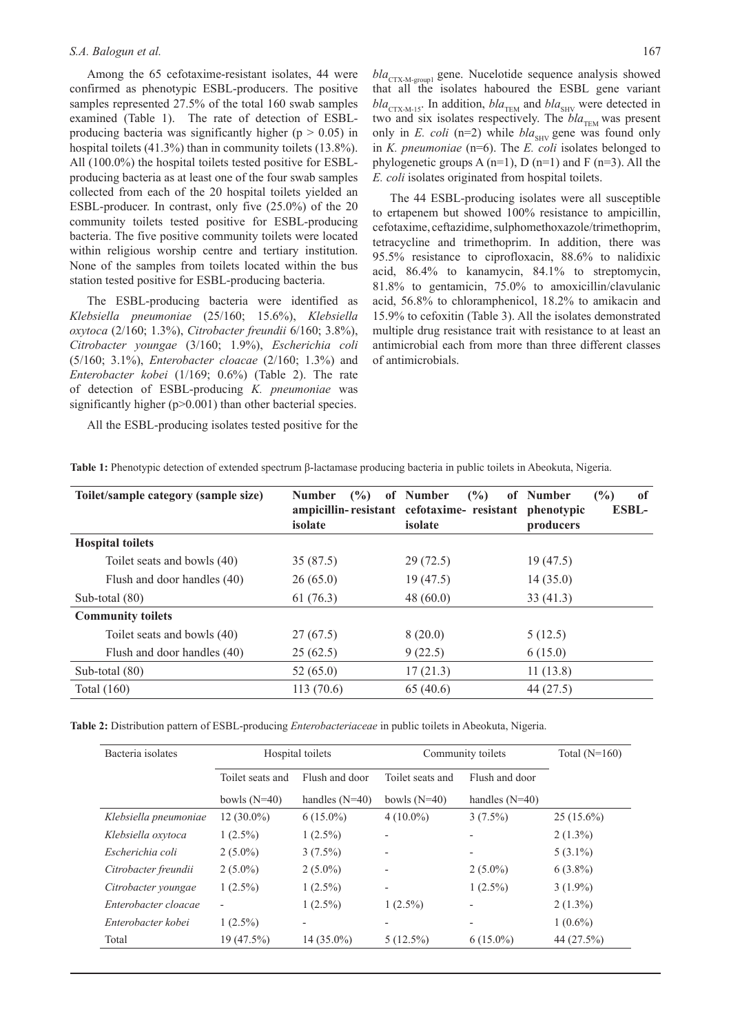Among the 65 cefotaxime-resistant isolates, 44 were confirmed as phenotypic ESBL-producers. The positive samples represented 27.5% of the total 160 swab samples examined (Table 1). The rate of detection of ESBL-producing bacteria was significantly higher ($p > 0.05$) in hospital toilets (41.3%) than in community toilets (13.8%). All (100.0%) the hospital toilets tested positive for ESBL-producing bacteria as at least one of the four swab samples collected from each of the 20 hospital toilets yielded an ESBL-producer. In contrast, only five (25.0%) of the 20 community toilets tested positive for ESBL-producing bacteria. The five positive community toilets were located within religious worship centre and tertiary institution. None of the samples from toilets located within the bus station tested positive for ESBL-producing bacteria.

The ESBL-producing bacteria were identified as *Klebsiella pneumoniae* (25/160; 15.6%), *Klebsiella oxytoca* (2/160; 1.3%), *Citrobacter freundii* 6/160; 3.8%), *Citrobacter youngae* (3/160; 1.9%), *Escherichia coli* (5/160; 3.1%), *Enterobacter cloacae* (2/160; 1.3%) and *Enterobacter kobei* (1/169; 0.6%) (Table 2). The rate of detection of ESBL-producing *K. pneumoniae* was significantly higher ($p > 0.001$) than other bacterial species.

All the ESBL-producing isolates tested positive for the $bla_{\text{CTX-M-group1}}$ gene. Nucelotide sequence analysis showed that all the isolates haboured the ESBL gene variant $bla_{\text{CTX-M-15}}$. In addition, $bla_{\text{TEM}}$ and $bla_{\text{SHV}}$ were detected in two and six isolates respectively. The $bla_{\text{TEM}}$ was present only in *E. coli* (n=2) while $bla_{\text{SHV}}$ gene was found only in *K. pneumoniae* (n=6). The *E. coli* isolates belonged to phylogenetic groups A (n=1), D (n=1) and F (n=3). All the *E. coli* isolates originated from hospital toilets.

The 44 ESBL-producing isolates were all susceptible to ertapenem but showed 100% resistance to ampicillin, cefotaxime, ceftazidime, sulphomethoxazole/trimethoprim, tetracycline and trimethoprim. In addition, there was 95.5% resistance to ciprofloxacin, 88.6% to nalidixic acid, 86.4% to kanamycin, 84.1% to streptomycin, 81.8% to gentamicin, 75.0% to amoxicillin/clavulanic acid, 56.8% to chloramphenicol, 18.2% to amikacin and 15.9% to cefoxitin (Table 3). All the isolates demonstrated multiple drug resistance trait with resistance to at least an antimicrobial each from more than three different classes of antimicrobials.

**Table 1:** Phenotypic detection of extended spectrum β-lactamase producing bacteria in public toilets in Abeokuta, Nigeria.

| Toilet/sample category (sample size) | Number (%) of ampicillin-resistant isolate | Number (%) of cefotaxime- resistant isolate | Number (%) of phenotypic ESBL-producers |
|---|---|---|---|
| **Hospital toilets** | | | |
| Toilet seats and bowls (40) | 35 (87.5) | 29 (72.5) | 19 (47.5) |
| Flush and door handles (40) | 26 (65.0) | 19 (47.5) | 14 (35.0) |
| Sub-total (80) | 61 (76.3) | 48 (60.0) | 33 (41.3) |
| **Community toilets** | | | |
| Toilet seats and bowls (40) | 27 (67.5) | 8 (20.0) | 5 (12.5) |
| Flush and door handles (40) | 25 (62.5) | 9 (22.5) | 6 (15.0) |
| Sub-total (80) | 52 (65.0) | 17 (21.3) | 11 (13.8) |
| Total (160) | 113 (70.6) | 65 (40.6) | 44 (27.5) |

**Table 2:** Distribution pattern of ESBL-producing *Enterobacteriaceae* in public toilets in Abeokuta, Nigeria.

| Bacteria isolates | Hospital toilets | | Community toilets | | Total (N=160) |
|---|---|---|---|---|---|
| | Toilet seats and bowls (N=40) | Flush and door handles (N=40) | Toilet seats and bowls (N=40) | Flush and door handles (N=40) | |
| *Klebsiella pneumoniae* | 12 (30.0%) | 6 (15.0%) | 4 (10.0%) | 3 (7.5%) | 25 (15.6%) |
| *Klebsiella oxytoca* | 1 (2.5%) | 1 (2.5%) | - | - | 2 (1.3%) |
| *Escherichia coli* | 2 (5.0%) | 3 (7.5%) | - | - | 5 (3.1%) |
| *Citrobacter freundii* | 2 (5.0%) | 2 (5.0%) | - | 2 (5.0%) | 6 (3.8%) |
| *Citrobacter youngae* | 1 (2.5%) | 1 (2.5%) | - | 1 (2.5%) | 3 (1.9%) |
| *Enterobacter cloacae* | - | 1 (2.5%) | 1 (2.5%) | - | 2 (1.3%) |
| *Enterobacter kobei* | 1 (2.5%) | - | - | - | 1 (0.6%) |
| Total | 19 (47.5%) | 14 (35.0%) | 5 (12.5%) | 6 (15.0%) | 44 (27.5%) |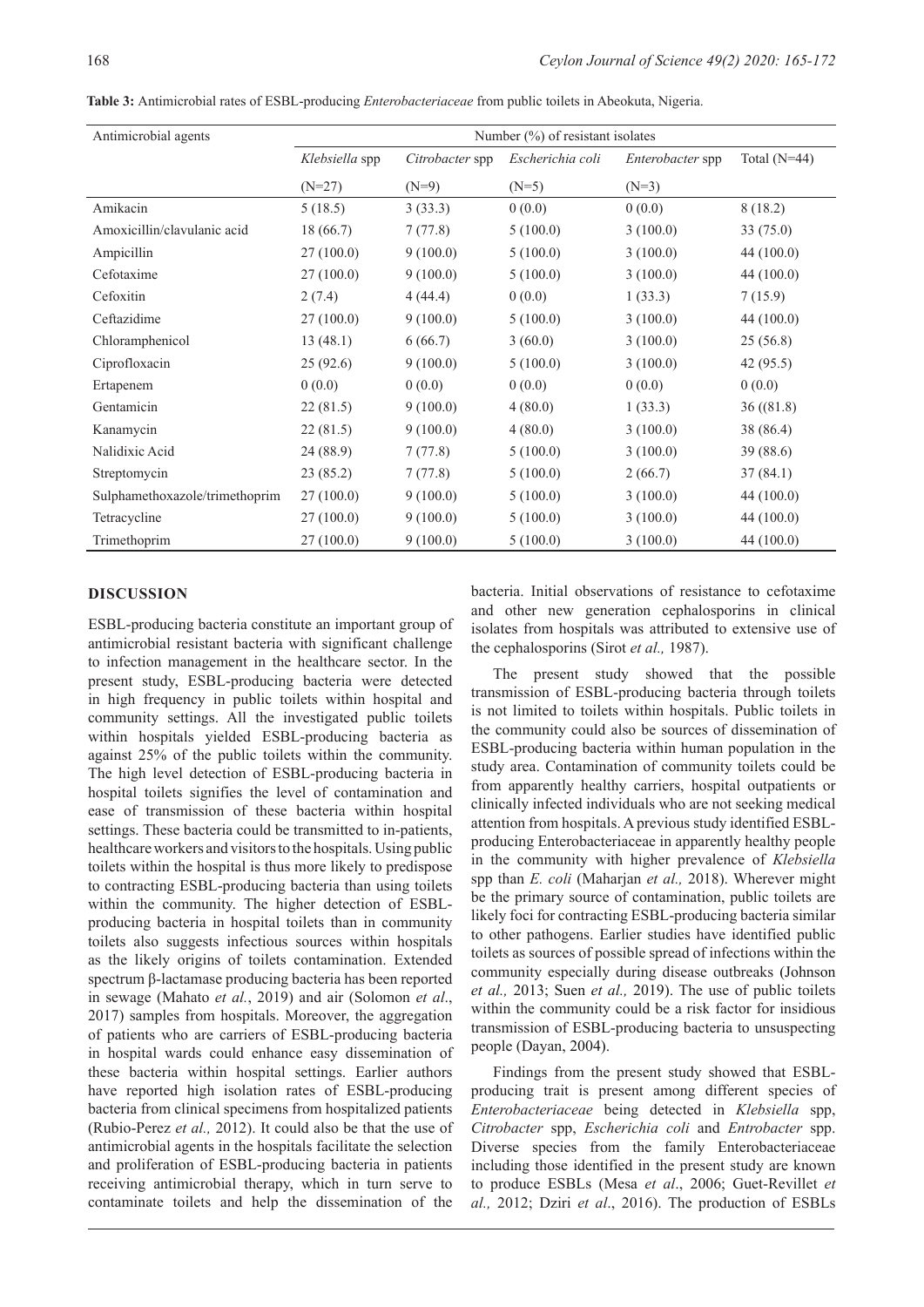**Table 3:** Antimicrobial rates of ESBL-producing *Enterobacteriaceae* from public toilets in Abeokuta, Nigeria.

| Antimicrobial agents | Number (%) of resistant isolates | | | | |
|---|---|---|---|---|---|
| | *Klebsiella* spp (N=27) | *Citrobacter* spp (N=9) | *Escherichia coli* (N=5) | *Enterobacter* spp (N=3) | Total (N=44) |
| Amikacin | 5 (18.5) | 3 (33.3) | 0 (0.0) | 0 (0.0) | 8 (18.2) |
| Amoxicillin/clavulanic acid | 18 (66.7) | 7 (77.8) | 5 (100.0) | 3 (100.0) | 33 (75.0) |
| Ampicillin | 27 (100.0) | 9 (100.0) | 5 (100.0) | 3 (100.0) | 44 (100.0) |
| Cefotaxime | 27 (100.0) | 9 (100.0) | 5 (100.0) | 3 (100.0) | 44 (100.0) |
| Cefoxitin | 2 (7.4) | 4 (44.4) | 0 (0.0) | 1 (33.3) | 7 (15.9) |
| Ceftazidime | 27 (100.0) | 9 (100.0) | 5 (100.0) | 3 (100.0) | 44 (100.0) |
| Chloramphenicol | 13 (48.1) | 6 (66.7) | 3 (60.0) | 3 (100.0) | 25 (56.8) |
| Ciprofloxacin | 25 (92.6) | 9 (100.0) | 5 (100.0) | 3 (100.0) | 42 (95.5) |
| Ertapenem | 0 (0.0) | 0 (0.0) | 0 (0.0) | 0 (0.0) | 0 (0.0) |
| Gentamicin | 22 (81.5) | 9 (100.0) | 4 (80.0) | 1 (33.3) | 36 ((81.8) |
| Kanamycin | 22 (81.5) | 9 (100.0) | 4 (80.0) | 3 (100.0) | 38 (86.4) |
| Nalidixic Acid | 24 (88.9) | 7 (77.8) | 5 (100.0) | 3 (100.0) | 39 (88.6) |
| Streptomycin | 23 (85.2) | 7 (77.8) | 5 (100.0) | 2 (66.7) | 37 (84.1) |
| Sulphamethoxazole/trimethoprim | 27 (100.0) | 9 (100.0) | 5 (100.0) | 3 (100.0) | 44 (100.0) |
| Tetracycline | 27 (100.0) | 9 (100.0) | 5 (100.0) | 3 (100.0) | 44 (100.0) |
| Trimethoprim | 27 (100.0) | 9 (100.0) | 5 (100.0) | 3 (100.0) | 44 (100.0) |

## DISCUSSION

ESBL-producing bacteria constitute an important group of antimicrobial resistant bacteria with significant challenge to infection management in the healthcare sector. In the present study, ESBL-producing bacteria were detected in high frequency in public toilets within hospital and community settings. All the investigated public toilets within hospitals yielded ESBL-producing bacteria as against 25% of the public toilets within the community. The high level detection of ESBL-producing bacteria in hospital toilets signifies the level of contamination and ease of transmission of these bacteria within hospital settings. These bacteria could be transmitted to in-patients, healthcare workers and visitors to the hospitals. Using public toilets within the hospital is thus more likely to predispose to contracting ESBL-producing bacteria than using toilets within the community. The higher detection of ESBL-producing bacteria in hospital toilets than in community toilets also suggests infectious sources within hospitals as the likely origins of toilets contamination. Extended spectrum β-lactamase producing bacteria has been reported in sewage (Mahato *et al.*, 2019) and air (Solomon *et al*., 2017) samples from hospitals. Moreover, the aggregation of patients who are carriers of ESBL-producing bacteria in hospital wards could enhance easy dissemination of these bacteria within hospital settings. Earlier authors have reported high isolation rates of ESBL-producing bacteria from clinical specimens from hospitalized patients (Rubio-Perez *et al.,* 2012). It could also be that the use of antimicrobial agents in the hospitals facilitate the selection and proliferation of ESBL-producing bacteria in patients receiving antimicrobial therapy, which in turn serve to contaminate toilets and help the dissemination of the bacteria. Initial observations of resistance to cefotaxime and other new generation cephalosporins in clinical isolates from hospitals was attributed to extensive use of the cephalosporins (Sirot *et al.,* 1987).

The present study showed that the possible transmission of ESBL-producing bacteria through toilets is not limited to toilets within hospitals. Public toilets in the community could also be sources of dissemination of ESBL-producing bacteria within human population in the study area. Contamination of community toilets could be from apparently healthy carriers, hospital outpatients or clinically infected individuals who are not seeking medical attention from hospitals. A previous study identified ESBL-producing Enterobacteriaceae in apparently healthy people in the community with higher prevalence of *Klebsiella* spp than *E. coli* (Maharjan *et al.,* 2018). Wherever might be the primary source of contamination, public toilets are likely foci for contracting ESBL-producing bacteria similar to other pathogens. Earlier studies have identified public toilets as sources of possible spread of infections within the community especially during disease outbreaks (Johnson *et al.,* 2013; Suen *et al.,* 2019). The use of public toilets within the community could be a risk factor for insidious transmission of ESBL-producing bacteria to unsuspecting people (Dayan, 2004).

Findings from the present study showed that ESBL-producing trait is present among different species of *Enterobacteriaceae* being detected in *Klebsiella* spp, *Citrobacter* spp, *Escherichia coli* and *Entrobacter* spp. Diverse species from the family Enterobacteriaceae including those identified in the present study are known to produce ESBLs (Mesa *et al*., 2006; Guet-Revillet *et al.,* 2012; Dziri *et al*., 2016). The production of ESBLs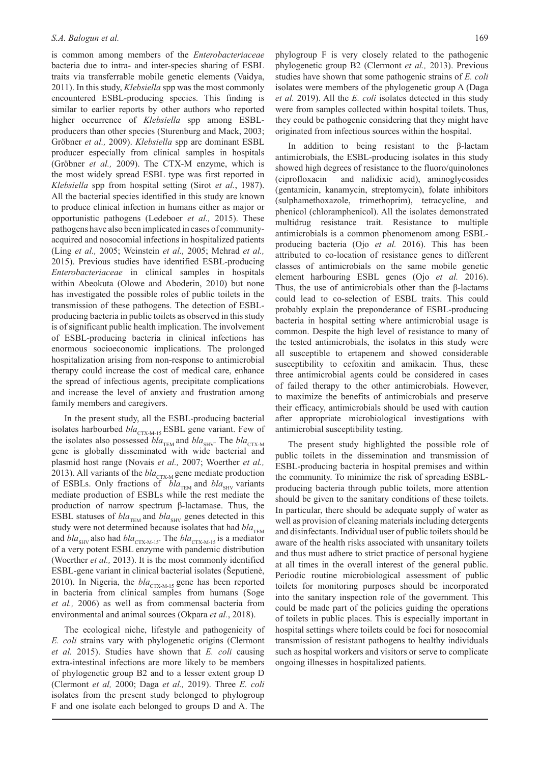is common among members of the *Enterobacteriaceae* bacteria due to intra- and inter-species sharing of ESBL traits via transferrable mobile genetic elements (Vaidya, 2011). In this study, *Klebsiella* spp was the most commonly encountered ESBL-producing species. This finding is similar to earlier reports by other authors who reported higher occurrence of *Klebsiella* spp among ESBL-producers than other species (Sturenburg and Mack, 2003; Gröbner *et al.,* 2009). *Klebsiella* spp are dominant ESBL producer especially from clinical samples in hospitals (Gröbner *et al.,* 2009). The CTX-M enzyme, which is the most widely spread ESBL type was first reported in *Klebsiella* spp from hospital setting (Sirot *et al.*, 1987). All the bacterial species identified in this study are known to produce clinical infection in humans either as major or opportunistic pathogens (Ledeboer *et al.,* 2015). These pathogens have also been implicated in cases of community-acquired and nosocomial infections in hospitalized patients (Ling *et al.,* 2005; Weinstein *et al.,* 2005; Mehrad *et al.,* 2015). Previous studies have identified ESBL-producing *Enterobacteriaceae* in clinical samples in hospitals within Abeokuta (Olowe and Aboderin, 2010) but none has investigated the possible roles of public toilets in the transmission of these pathogens. The detection of ESBL-producing bacteria in public toilets as observed in this study is of significant public health implication. The involvement of ESBL-producing bacteria in clinical infections has enormous socioeconomic implications. The prolonged hospitalization arising from non-response to antimicrobial therapy could increase the cost of medical care, enhance the spread of infectious agents, precipitate complications and increase the level of anxiety and frustration among family members and caregivers.

In the present study, all the ESBL-producing bacterial isolates harbourbed $bla_{CTX-M-15}$ ESBL gene variant. Few of the isolates also possessed $bla_{TEM}$ and $bla_{SHV}$. The $bla_{CTX-M}$ gene is globally disseminated with wide bacterial and plasmid host range (Novais *et al.,* 2007; Woerther *et al.,* 2013). All variants of the $bla_{CTX-M}$ gene mediate production of ESBLs. Only fractions of $bla_{TEM}$ and $bla_{SHV}$ variants mediate production of ESBLs while the rest mediate the production of narrow spectrum β-lactamase. Thus, the ESBL statuses of $bla_{TEM}$ and $bla_{SHV}$ genes detected in this study were not determined because isolates that had $bla_{TEM}$ and $bla_{SHV}$ also had $bla_{CTX-M-15}$. The $bla_{CTX-M-15}$ is a mediator of a very potent ESBL enzyme with pandemic distribution (Woerther *et al.,* 2013). It is the most commonly identified ESBL-gene variant in clinical bacterial isolates (Šeputienė, 2010). In Nigeria, the $bla_{CTX-M-15}$ gene has been reported in bacteria from clinical samples from humans (Soge *et al.,* 2006) as well as from commensal bacteria from environmental and animal sources (Okpara *et al.*, 2018).

The ecological niche, lifestyle and pathogenicity of *E. coli* strains vary with phylogenetic origins (Clermont *et al.* 2015). Studies have shown that *E. coli* causing extra-intestinal infections are more likely to be members of phylogenetic group B2 and to a lesser extent group D (Clermont *et al,* 2000; Daga *et al.,* 2019). Three *E. coli* isolates from the present study belonged to phylogroup F and one isolate each belonged to groups D and A. The phylogroup F is very closely related to the pathogenic phylogenetic group B2 (Clermont *et al.,* 2013). Previous studies have shown that some pathogenic strains of *E. coli* isolates were members of the phylogenetic group A (Daga *et al.* 2019). All the *E. coli* isolates detected in this study were from samples collected within hospital toilets. Thus, they could be pathogenic considering that they might have originated from infectious sources within the hospital.

In addition to being resistant to the β-lactam antimicrobials, the ESBL-producing isolates in this study showed high degrees of resistance to the fluoro/quinolones (ciprofloxacin and nalidixic acid), aminoglycosides (gentamicin, kanamycin, streptomycin), folate inhibitors (sulphamethoxazole, trimethoprim), tetracycline, and phenicol (chloramphenicol). All the isolates demonstrated multidrug resistance trait. Resistance to multiple antimicrobials is a common phenomenom among ESBL-producing bacteria (Ojo *et al.* 2016). This has been attributed to co-location of resistance genes to different classes of antimicrobials on the same mobile genetic element harbouring ESBL genes (Ojo *et al.* 2016). Thus, the use of antimicrobials other than the β-lactams could lead to co-selection of ESBL traits. This could probably explain the preponderance of ESBL-producing bacteria in hospital setting where antimicrobial usage is common. Despite the high level of resistance to many of the tested antimicrobials, the isolates in this study were all susceptible to ertapenem and showed considerable susceptibility to cefoxitin and amikacin. Thus, these three antimicrobial agents could be considered in cases of failed therapy to the other antimicrobials. However, to maximize the benefits of antimicrobials and preserve their efficacy, antimicrobials should be used with caution after appropriate microbiological investigations with antimicrobial susceptibility testing.

The present study highlighted the possible role of public toilets in the dissemination and transmission of ESBL-producing bacteria in hospital premises and within the community. To minimize the risk of spreading ESBL-producing bacteria through public toilets, more attention should be given to the sanitary conditions of these toilets. In particular, there should be adequate supply of water as well as provision of cleaning materials including detergents and disinfectants. Individual user of public toilets should be aware of the health risks associated with unsanitary toilets and thus must adhere to strict practice of personal hygiene at all times in the overall interest of the general public. Periodic routine microbiological assessment of public toilets for monitoring purposes should be incorporated into the sanitary inspection role of the government. This could be made part of the policies guiding the operations of toilets in public places. This is especially important in hospital settings where toilets could be foci for nosocomial transmission of resistant pathogens to healthy individuals such as hospital workers and visitors or serve to complicate ongoing illnesses in hospitalized patients.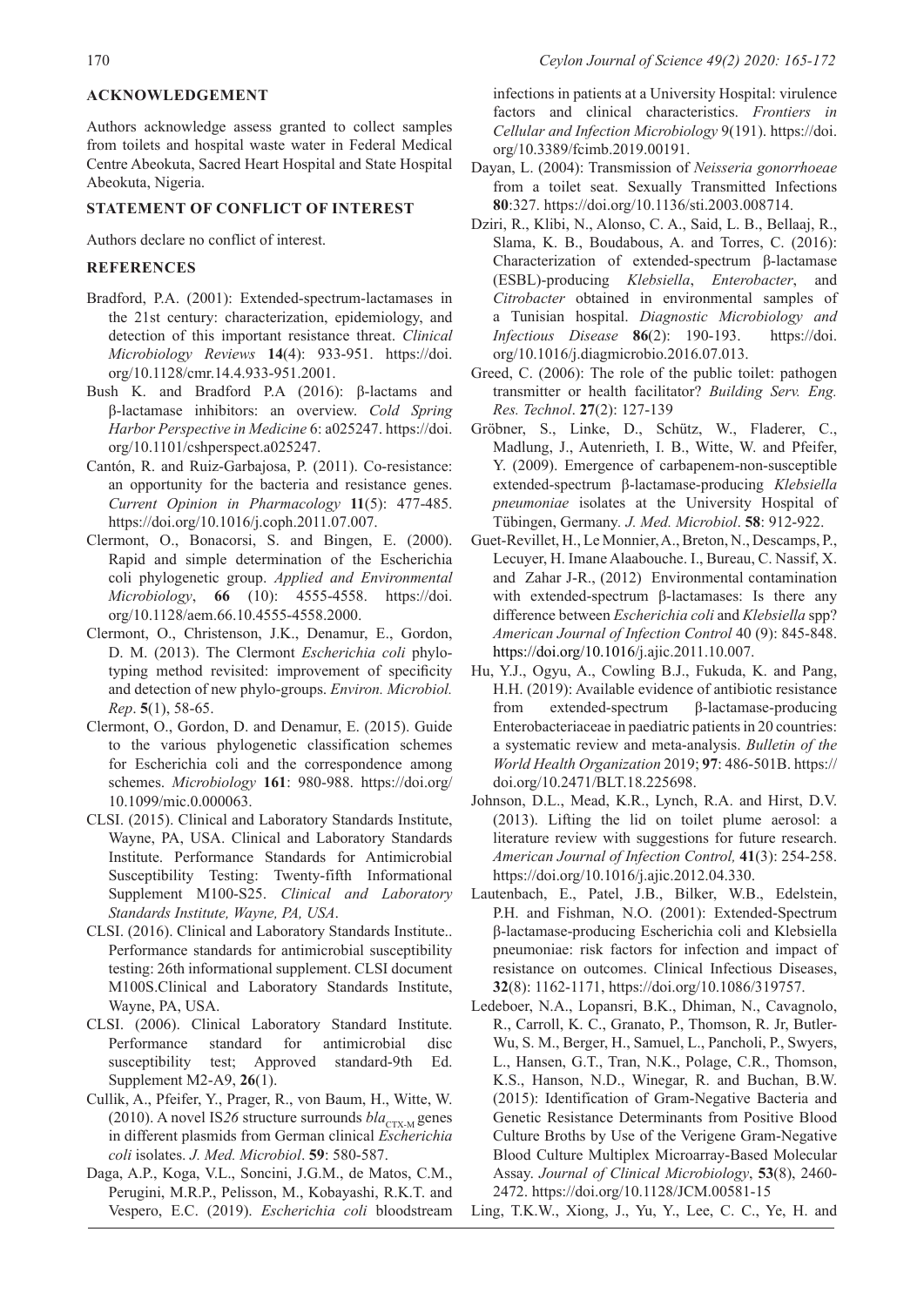## ACKNOWLEDGEMENT

Authors acknowledge assess granted to collect samples from toilets and hospital waste water in Federal Medical Centre Abeokuta, Sacred Heart Hospital and State Hospital Abeokuta, Nigeria.

## STATEMENT OF CONFLICT OF INTEREST

Authors declare no conflict of interest.

## REFERENCES

Bradford, P.A. (2001): Extended-spectrum-lactamases in the 21st century: characterization, epidemiology, and detection of this important resistance threat. *Clinical Microbiology Reviews* **14**(4): 933-951. https://doi.org/10.1128/cmr.14.4.933-951.2001.

Bush K. and Bradford P.A (2016): β-lactams and β-lactamase inhibitors: an overview. *Cold Spring Harbor Perspective in Medicine* 6: a025247. https://doi.org/10.1101/cshperspect.a025247.

Cantón, R. and Ruiz-Garbajosa, P. (2011). Co-resistance: an opportunity for the bacteria and resistance genes. *Current Opinion in Pharmacology* **11**(5): 477-485. https://doi.org/10.1016/j.coph.2011.07.007.

Clermont, O., Bonacorsi, S. and Bingen, E. (2000). Rapid and simple determination of the Escherichia coli phylogenetic group. *Applied and Environmental Microbiology*, **66** (10): 4555-4558. https://doi.org/10.1128/aem.66.10.4555-4558.2000.

Clermont, O., Christenson, J.K., Denamur, E., Gordon, D. M. (2013). The Clermont *Escherichia coli* phylotyping method revisited: improvement of specificity and detection of new phylo-groups. *Environ. Microbiol. Rep*. **5**(1), 58-65.

Clermont, O., Gordon, D. and Denamur, E. (2015). Guide to the various phylogenetic classification schemes for Escherichia coli and the correspondence among schemes. *Microbiology* **161**: 980-988. https://doi.org/10.1099/mic.0.000063.

CLSI. (2015). Clinical and Laboratory Standards Institute, Wayne, PA, USA. Clinical and Laboratory Standards Institute. Performance Standards for Antimicrobial Susceptibility Testing: Twenty-fifth Informational Supplement M100-S25. *Clinical and Laboratory Standards Institute, Wayne, PA, USA*.

CLSI. (2016). Clinical and Laboratory Standards Institute.. Performance standards for antimicrobial susceptibility testing: 26th informational supplement. CLSI document M100S.Clinical and Laboratory Standards Institute, Wayne, PA, USA.

CLSI. (2006). Clinical Laboratory Standard Institute. Performance standard for antimicrobial disc susceptibility test; Approved standard-9th Ed. Supplement M2-A9, **26**(1).

Cullik, A., Pfeifer, Y., Prager, R., von Baum, H., Witte, W. (2010). A novel IS*26* structure surrounds $bla_{CTX-M}$ genes in different plasmids from German clinical *Escherichia coli* isolates. *J. Med. Microbiol*. **59**: 580-587.

Daga, A.P., Koga, V.L., Soncini, J.G.M., de Matos, C.M., Perugini, M.R.P., Pelisson, M., Kobayashi, R.K.T. and Vespero, E.C. (2019). *Escherichia coli* bloodstream infections in patients at a University Hospital: virulence factors and clinical characteristics. *Frontiers in Cellular and Infection Microbiology* 9(191). https://doi.org/10.3389/fcimb.2019.00191.

Dayan, L. (2004): Transmission of *Neisseria gonorrhoeae* from a toilet seat. Sexually Transmitted Infections **80**:327. https://doi.org/10.1136/sti.2003.008714.

Dziri, R., Klibi, N., Alonso, C. A., Said, L. B., Bellaaj, R., Slama, K. B., Boudabous, A. and Torres, C. (2016): Characterization of extended-spectrum β-lactamase (ESBL)-producing *Klebsiella*, *Enterobacter*, and *Citrobacter* obtained in environmental samples of a Tunisian hospital. *Diagnostic Microbiology and Infectious Disease* **86**(2): 190-193. https://doi.org/10.1016/j.diagmicrobio.2016.07.013.

Greed, C. (2006): The role of the public toilet: pathogen transmitter or health facilitator? *Building Serv. Eng. Res. Technol*. **27**(2): 127-139

Gröbner, S., Linke, D., Schütz, W., Fladerer, C., Madlung, J., Autenrieth, I. B., Witte, W. and Pfeifer, Y. (2009). Emergence of carbapenem-non-susceptible extended-spectrum β-lactamase-producing *Klebsiella pneumoniae* isolates at the University Hospital of Tübingen, Germany*. J. Med. Microbiol*. **58**: 912-922.

Guet-Revillet, H., Le Monnier, A., Breton, N., Descamps, P., Lecuyer, H. Imane Alaabouche. I., Bureau, C. Nassif, X. and Zahar J-R., (2012) Environmental contamination with extended-spectrum β-lactamases: Is there any difference between *Escherichia coli* and *Klebsiella* spp? *American Journal of Infection Control* 40 (9): 845-848. https://doi.org/10.1016/j.ajic.2011.10.007.

Hu, Y.J., Ogyu, A., Cowling B.J., Fukuda, K. and Pang, H.H. (2019): Available evidence of antibiotic resistance from extended-spectrum β-lactamase-producing Enterobacteriaceae in paediatric patients in 20 countries: a systematic review and meta-analysis. *Bulletin of the World Health Organization* 2019; **97**: 486-501B. https://doi.org/10.2471/BLT.18.225698.

Johnson, D.L., Mead, K.R., Lynch, R.A. and Hirst, D.V. (2013). Lifting the lid on toilet plume aerosol: a literature review with suggestions for future research. *American Journal of Infection Control,* **41**(3): 254-258. https://doi.org/10.1016/j.ajic.2012.04.330.

Lautenbach, E., Patel, J.B., Bilker, W.B., Edelstein, P.H. and Fishman, N.O. (2001): Extended-Spectrum β-lactamase-producing Escherichia coli and Klebsiella pneumoniae: risk factors for infection and impact of resistance on outcomes. Clinical Infectious Diseases, **32**(8): 1162-1171, https://doi.org/10.1086/319757.

Ledeboer, N.A., Lopansri, B.K., Dhiman, N., Cavagnolo, R., Carroll, K. C., Granato, P., Thomson, R. Jr, Butler-Wu, S. M., Berger, H., Samuel, L., Pancholi, P., Swyers, L., Hansen, G.T., Tran, N.K., Polage, C.R., Thomson, K.S., Hanson, N.D., Winegar, R. and Buchan, B.W. (2015): Identification of Gram-Negative Bacteria and Genetic Resistance Determinants from Positive Blood Culture Broths by Use of the Verigene Gram-Negative Blood Culture Multiplex Microarray-Based Molecular Assay. *Journal of Clinical Microbiology*, **53**(8), 2460-2472. https://doi.org/10.1128/JCM.00581-15

Ling, T.K.W., Xiong, J., Yu, Y., Lee, C. C., Ye, H. and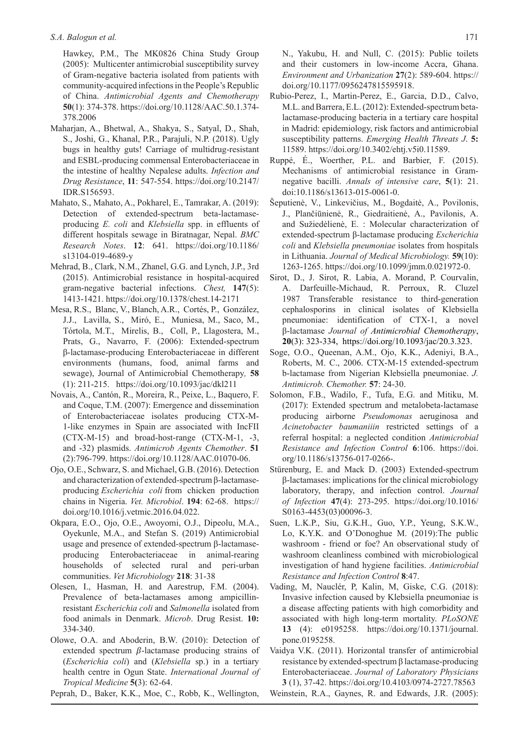Hawkey, P.M., The MK0826 China Study Group (2005): Multicenter antimicrobial susceptibility survey of Gram-negative bacteria isolated from patients with community-acquired infections in the People's Republic of China. *Antimicrobial Agents and Chemotherapy* **50**(1): 374-378. https://doi.org/10.1128/AAC.50.1.374-378.2006

Maharjan, A., Bhetwal, A., Shakya, S., Satyal, D., Shah, S., Joshi, G., Khanal, P.R., Parajuli, N.P. (2018). Ugly bugs in healthy guts! Carriage of multidrug-resistant and ESBL-producing commensal Enterobacteriaceae in the intestine of healthy Nepalese adults. *Infection and Drug Resistance*, **11**: 547-554. https://doi.org/10.2147/IDR.S156593.

Mahato, S., Mahato, A., Pokharel, E., Tamrakar, A. (2019): Detection of extended-spectrum beta-lactamase-producing *E. coli* and *Klebsiella* spp. in effluents of different hospitals sewage in Biratnagar, Nepal. *BMC Research Notes*. **12**: 641. https://doi.org/10.1186/s13104-019-4689-y

Mehrad, B., Clark, N.M., Zhanel, G.G. and Lynch, J.P., 3rd (2015). Antimicrobial resistance in hospital-acquired gram-negative bacterial infections. *Chest,* **147**(5): 1413-1421. https://doi.org/10.1378/chest.14-2171

Mesa, R.S., Blanc, V., Blanch, A.R., Cortés, P., González, J.J., Lavilla, S., Miró, E., Muniesa, M., Saco, M., Tórtola, M.T., Mirelis, B., Coll, P., Llagostera, M., Prats, G., Navarro, F. (2006): Extended-spectrum β-lactamase-producing Enterobacteriaceae in different environments (humans, food, animal farms and sewage), Journal of Antimicrobial Chemotherapy*,* **58** (1): 211-215. https://doi.org/10.1093/jac/dkl211

Novais, A., Cantón, R., Moreira, R., Peixe, L., Baquero, F. and Coque, T.M. (2007): Emergence and dissemination of Enterobacteriaceae isolates producing CTX-M-1-like enzymes in Spain are associated with IncFII (CTX-M-15) and broad-host-range (CTX-M-1, -3, and -32) plasmids. *Antimicrob Agents Chemother*. **51** (2):796-799. https://doi.org/10.1128/AAC.01070-06.

Ojo, O.E., Schwarz, S. and Michael, G.B. (2016). Detection and characterization of extended-spectrum β-lactamase-producing *Escherichia coli* from chicken production chains in Nigeria. *Vet. Microbiol*. **194**: 62-68. https://doi.org/10.1016/j.vetmic.2016.04.022.

Okpara, E.O., Ojo, O.E., Awoyomi, O.J., Dipeolu, M.A., Oyekunle, M.A., and Stefan S. (2019) Antimicrobial usage and presence of extended-spectrum β-lactamase-producing Enterobacteriaceae in animal-rearing households of selected rural and peri-urban communities. *Vet Microbiology* **218**: 31-38

Olesen, I., Hasman, H. and Aarestrup, F.M. (2004). Prevalence of beta-lactamases among ampicillin-resistant *Escherichia coli* and *Salmonella* isolated from food animals in Denmark. *Microb*. Drug Resist. **10:** 334-340.

Olowe, O.A. and Aboderin, B.W. (2010): Detection of extended spectrum *β*-lactamase producing strains of (*Escherichia coli*) and (*Klebsiella* sp.) in a tertiary health centre in Ogun State. *International Journal of Tropical Medicine* **5(**3): 62-64.

Peprah, D., Baker, K.K., Moe, C., Robb, K., Wellington, N., Yakubu, H. and Null, C. (2015): Public toilets and their customers in low-income Accra, Ghana. *Environment and Urbanization* **27**(2): 589-604. https://doi.org/10.1177/0956247815595918.

Rubio-Perez, I., Martin-Perez, E., Garcia, D.D., Calvo, M.L. and Barrera, E.L. (2012): Extended-spectrum beta-lactamase-producing bacteria in a tertiary care hospital in Madrid: epidemiology, risk factors and antimicrobial susceptibility patterns. *Emerging Health Threats J*. **5:** 11589. https://doi.org/10.3402/ehtj.v5i0.11589.

Ruppé, É., Woerther, P.L. and Barbier, F. (2015). Mechanisms of antimicrobial resistance in Gram-negative bacilli. *Annals of intensive care*, **5**(1): 21. doi:10.1186/s13613-015-0061-0.

Šeputienė, V., Linkevičius, M., Bogdaitė, A., Povilonis, J., Plančiūnienė, R., Giedraitienė, A., Pavilonis, A. and Sužiedėlienė, E. : Molecular characterization of extended-spectrum β-lactamase producing *Escherichia coli* and *Klebsiella pneumoniae* isolates from hospitals in Lithuania. *Journal of Medical Microbiology.* **59**(10): 1263-1265. https://doi.org/10.1099/jmm.0.021972-0.

Sirot, D., J. Sirot, R. Labia, A. Morand, P. Courvalin, A. Darfeuille-Michaud, R. Perroux, R. Cluzel 1987 Transferable resistance to third-generation cephalosporins in clinical isolates of Klebsiella pneumoniae: identification of CTX-1, a novel β-lactamase *Journal of Antimicrobial Chemotherapy*, **20**(3): 323-334, https://doi.org/10.1093/jac/20.3.323.

Soge, O.O., Queenan, A.M., Ojo, K.K., Adeniyi, B.A., Roberts, M. C., 2006. CTX-M-15 extended-spectrum b-lactamase from Nigerian Klebsiella pneumoniae. *J. Antimicrob. Chemother.* **57**: 24-30.

Solomon, F.B., Wadilo, F., Tufa, E.G. and Mitiku, M. (2017): Extended spectrum and metalobeta-lactamase producing airborne *Pseudomonas* aeruginosa and *Acinetobacter baumaniiin* restricted settings of a referral hospital: a neglected condition *Antimicrobial Resistance and Infection Control* **6**:106. https://doi.org/10.1186/s13756-017-0266-.

Stürenburg, E. and Mack D. (2003) Extended-spectrum β-lactamases: implications for the clinical microbiology laboratory, therapy, and infection control. *Journal of Infection* **47**(4): 273-295. https://doi.org/10.1016/S0163-4453(03)00096-3.

Suen, L.K.P., Siu, G.K.H., Guo, Y.P., Yeung, S.K.W., Lo, K.Y.K. and O'Donoghue M. (2019):The public washroom - friend or foe? An observational study of washroom cleanliness combined with microbiological investigation of hand hygiene facilities. *Antimicrobial Resistance and Infection Control* **8**:47.

Vading, M, Nauclér, P, Kalin, M, Giske, C.G. (2018): Invasive infection caused by Klebsiella pneumoniae is a disease affecting patients with high comorbidity and associated with high long-term mortality. *PLoSONE* **13** (4): e0195258. https://doi.org/10.1371/journal.pone.0195258.

Vaidya V.K. (2011). Horizontal transfer of antimicrobial resistance by extended-spectrum β lactamase-producing Enterobacteriaceae. *Journal of Laboratory Physicians* **3** (1), 37-42. https://doi.org/10.4103/0974-2727.78563

Weinstein, R.A., Gaynes, R. and Edwards, J.R. (2005):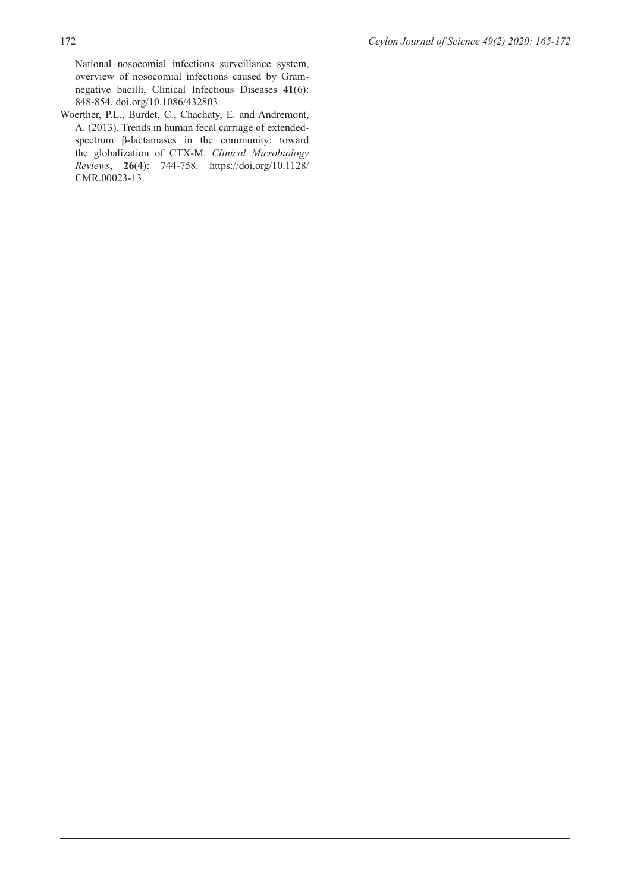National nosocomial infections surveillance system, overview of nosocomial infections caused by Gram-negative bacilli, Clinical Infectious Diseases **41**(6): 848-854. doi.org/10.1086/432803.

Woerther, P.L., Burdet, C., Chachaty, E. and Andremont, A. (2013). Trends in human fecal carriage of extended-spectrum β-lactamases in the community: toward the globalization of CTX-M. *Clinical Microbiology Reviews*, **26**(4): 744-758. https://doi.org/10.1128/CMR.00023-13.